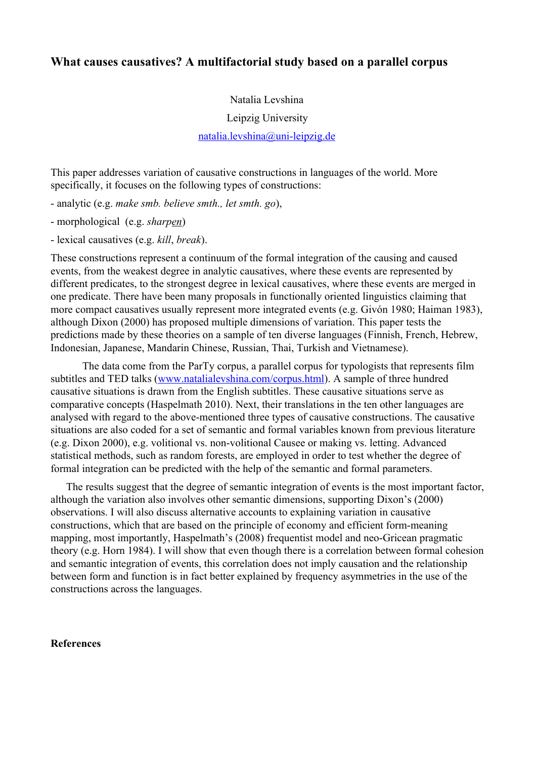# What causes causatives? A multifactorial study based on a parallel corpus

Natalia Levshina

Leipzig University

natalia.levshina@uni-leipzig.de

This paper addresses variation of causative constructions in languages of the world. More specifically, it focuses on the following types of constructions:

- analytic (e.g. *make smb. believe smth., let smth. go*),
- morphological (e.g. *sharpen*)
- lexical causatives (e.g. *kill*, *break*).

These constructions represent a continuum of the formal integration of the causing and caused events, from the weakest degree in analytic causatives, where these events are represented by different predicates, to the strongest degree in lexical causatives, where these events are merged in one predicate. There have been many proposals in functionally oriented linguistics claiming that more compact causatives usually represent more integrated events (e.g. Givón 1980; Haiman 1983), although Dixon (2000) has proposed multiple dimensions of variation. This paper tests the predictions made by these theories on a sample of ten diverse languages (Finnish, French, Hebrew, Indonesian, Japanese, Mandarin Chinese, Russian, Thai, Turkish and Vietnamese).

The data come from the ParTy corpus, a parallel corpus for typologists that represents film subtitles and TED talks (www.natalialevshina.com/corpus.html). A sample of three hundred causative situations is drawn from the English subtitles. These causative situations serve as comparative concepts (Haspelmath 2010). Next, their translations in the ten other languages are analysed with regard to the above-mentioned three types of causative constructions. The causative situations are also coded for a set of semantic and formal variables known from previous literature (e.g. Dixon 2000), e.g. volitional vs. non-volitional Causee or making vs. letting. Advanced statistical methods, such as random forests, are employed in order to test whether the degree of formal integration can be predicted with the help of the semantic and formal parameters.

The results suggest that the degree of semantic integration of events is the most important factor, although the variation also involves other semantic dimensions, supporting Dixon's (2000) observations. I will also discuss alternative accounts to explaining variation in causative constructions, which that are based on the principle of economy and efficient form-meaning mapping, most importantly, Haspelmath's (2008) frequentist model and neo-Gricean pragmatic theory (e.g. Horn 1984). I will show that even though there is a correlation between formal cohesion and semantic integration of events, this correlation does not imply causation and the relationship between form and function is in fact better explained by frequency asymmetries in the use of the constructions across the languages.

**References**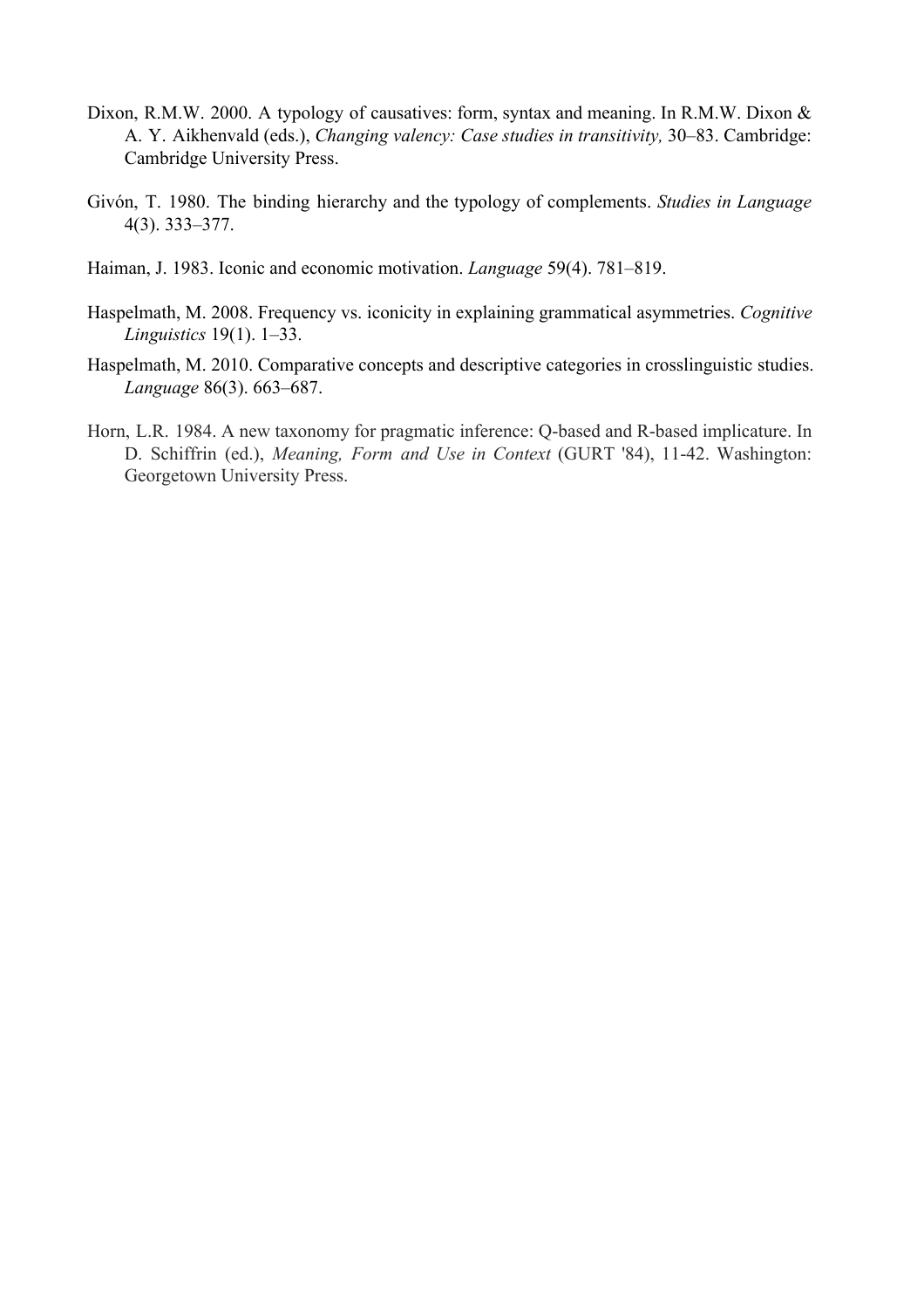Dixon, R.M.W. 2000. A typology of causatives: form, syntax and meaning. In R.M.W. Dixon & A. Y. Aikhenvald (eds.), *Changing valency: Case studies in transitivity,* 30–83. Cambridge: Cambridge University Press.

Givón, T. 1980. The binding hierarchy and the typology of complements. *Studies in Language* 4(3). 333–377.

Haiman, J. 1983. Iconic and economic motivation. *Language* 59(4). 781–819.

Haspelmath, M. 2008. Frequency vs. iconicity in explaining grammatical asymmetries. *Cognitive Linguistics* 19(1). 1–33.

Haspelmath, M. 2010. Comparative concepts and descriptive categories in crosslinguistic studies. *Language* 86(3). 663–687.

Horn, L.R. 1984. A new taxonomy for pragmatic inference: Q-based and R-based implicature. In D. Schiffrin (ed.), *Meaning, Form and Use in Context* (GURT '84), 11-42. Washington: Georgetown University Press.